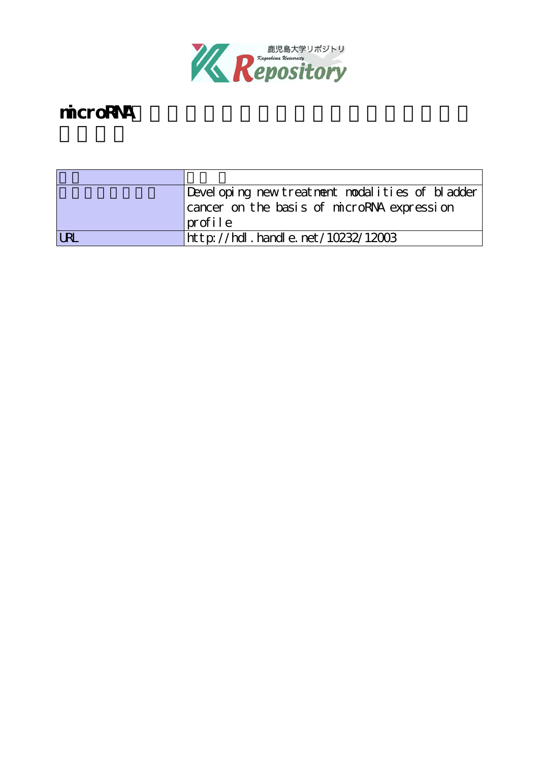# microRNA

| | |
|---|---|
| | |
| | Developing new treatment modalities of bladder cancer on the basis of microRNA expression profile |
| URL | http://hdl.handle.net/10232/12003 |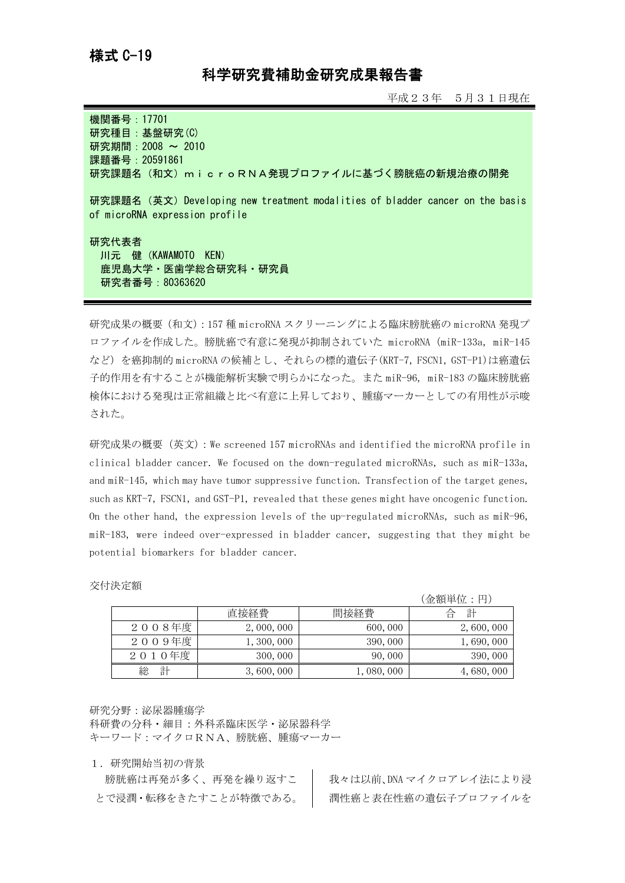様式 C-19

# 科学研究費補助金研究成果報告書

平成２３年　５月３１日現在

**機関番号：17701**
**研究種目：基盤研究(C)**
**研究期間：2008 ～ 2010**
**課題番号：20591861**
**研究課題名（和文）ｍｉｃｒｏＲＮＡ発現プロファイルに基づく膀胱癌の新規治療の開発**

**研究課題名（英文）Developing new treatment modalities of bladder cancer on the basis of microRNA expression profile**

**研究代表者**
**川元　健（KAWAMOTO　KEN）**
**鹿児島大学・医歯学総合研究科・研究員**
**研究者番号：80363620**

研究成果の概要（和文）：157 種 microRNA スクリーニングによる臨床膀胱癌の microRNA 発現プロファイルを作成した。膀胱癌で有意に発現が抑制されていた microRNA (miR-133a, miR-145 など) を癌抑制的microRNAの候補とし、それらの標的遺伝子(KRT-7, FSCN1, GST-P1)は癌遺伝子的作用を有することが機能解析実験で明らかになった。また miR-96, miR-183 の臨床膀胱癌検体における発現は正常組織と比べ有意に上昇しており、腫瘍マーカーとしての有用性が示唆された。

研究成果の概要（英文）：We screened 157 microRNAs and identified the microRNA profile in clinical bladder cancer. We focused on the down-regulated microRNAs, such as miR-133a, and miR-145, which may have tumor suppressive function. Transfection of the target genes, such as KRT-7, FSCN1, and GST-P1, revealed that these genes might have oncogenic function. On the other hand, the expression levels of the up-regulated microRNAs, such as miR-96, miR-183, were indeed over-expressed in bladder cancer, suggesting that they might be potential biomarkers for bladder cancer.

交付決定額

（金額単位：円）

| | 直接経費 | 間接経費 | 合　計 |
|---|---|---|---|
| ２００８年度 | 2,000,000 | 600,000 | 2,600,000 |
| ２００９年度 | 1,300,000 | 390,000 | 1,690,000 |
| ２０１０年度 | 300,000 | 90,000 | 390,000 |
| 総　計 | 3,600,000 | 1,080,000 | 4,680,000 |

研究分野：泌尿器腫瘍学
科研費の分科・細目：外科系臨床医学・泌尿器科学
キーワード：マイクロＲＮＡ、膀胱癌、腫瘍マーカー

１．研究開始当初の背景

膀胱癌は再発が多く、再発を繰り返すことで浸潤・転移をきたすことが特徴である。我々は以前、DNA マイクロアレイ法により浸潤性癌と表在性癌の遺伝子プロファイルを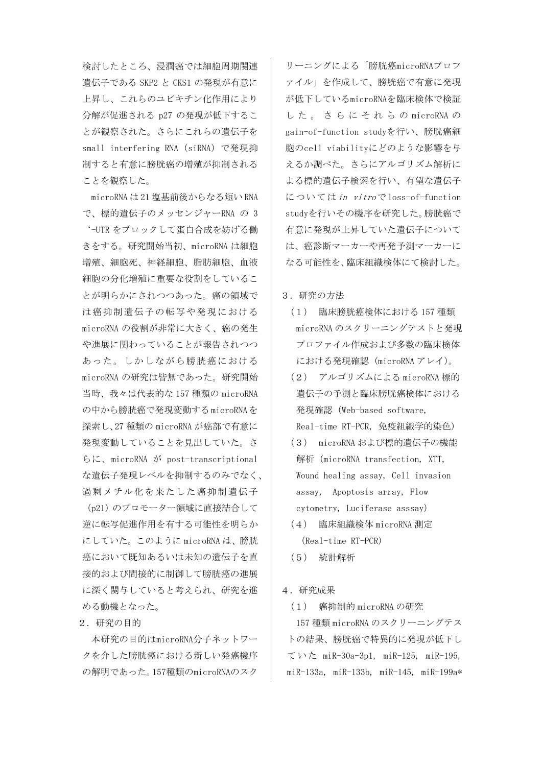検討したところ、浸潤癌では細胞周期関連遺伝子である SKP2 と CKS1 の発現が有意に上昇し、これらのユビキチン化作用により分解が促進される p27 の発現が低下することが観察された。さらにこれらの遺伝子を small interfering RNA (siRNA) で発現抑制すると有意に膀胱癌の増殖が抑制されることを観察した。

microRNA は 21 塩基前後からなる短い RNA で、標的遺伝子のメッセンジャーRNA の 3'-UTR をブロックして蛋白合成を妨げる働きをする。研究開始当初、microRNA は細胞増殖、細胞死、神経細胞、脂肪細胞、血液細胞の分化増殖に重要な役割をしていることが明らかにされつつあった。癌の領域では癌抑制遺伝子の転写や発現における microRNA の役割が非常に大きく、癌の発生や進展に関わっていることが報告されつつあった。しかしながら膀胱癌における microRNA の研究は皆無であった。研究開始当時、我々は代表的な 157 種類の microRNA の中から膀胱癌で発現変動する microRNA を探索し、27 種類の microRNA が癌部で有意に発現変動していることを見出していた。さらに、microRNA が post-transcriptional な遺伝子発現レベルを抑制するのみでなく、過剰メチル化を来たした癌抑制遺伝子 (p21) のプロモーター領域に直接結合して逆に転写促進作用を有する可能性を明らかにしていた。このように microRNA は、膀胱癌において既知あるいは未知の遺伝子を直接的および間接的に制御して膀胱癌の進展に深く関与していると考えられ、研究を進める動機となった。

## 2．研究の目的

本研究の目的はmicroRNA分子ネットワークを介した膀胱癌における新しい発癌機序の解明であった。157種類のmicroRNAのスクリーニングによる「膀胱癌microRNAプロファイル」を作成して、膀胱癌で有意に発現が低下しているmicroRNAを臨床検体で検証した。さらにそれらの microRNA の gain-of-function studyを行い、膀胱癌細胞のcell viabilityにどのような影響を与えるか調べた。さらにアルゴリズム解析による標的遺伝子検索を行い、有望な遺伝子については *in vitro* で loss-of-function studyを行いその機序を研究した。膀胱癌で有意に発現が上昇していた遺伝子については、癌診断マーカーや再発予測マーカーになる可能性を、臨床組織検体にて検討した。

## 3．研究の方法

（1） 臨床膀胱癌検体における 157 種類 microRNA のスクリーニングテストと発現プロファイル作成および多数の臨床検体における発現確認 (microRNA アレイ)。

（2） アルゴリズムによる microRNA 標的遺伝子の予測と臨床膀胱癌検体における発現確認 (Web-based software, Real-time RT-PCR, 免疫組織学的染色)

（3） microRNA および標的遺伝子の機能解析 (microRNA transfection, XTT, Wound healing assay, Cell invasion assay, Apoptosis array, Flow cytometry, Luciferase asssay)

（4） 臨床組織検体 microRNA 測定 (Real-time RT-PCR)

（5） 統計解析

## 4．研究成果

（1） 癌抑制的 microRNA の研究

157 種類 microRNA のスクリーニングテストの結果、膀胱癌で特異的に発現が低下していた miR-30a-3p1, miR-125, miR-195, miR-133a, miR-133b, miR-145, miR-199a*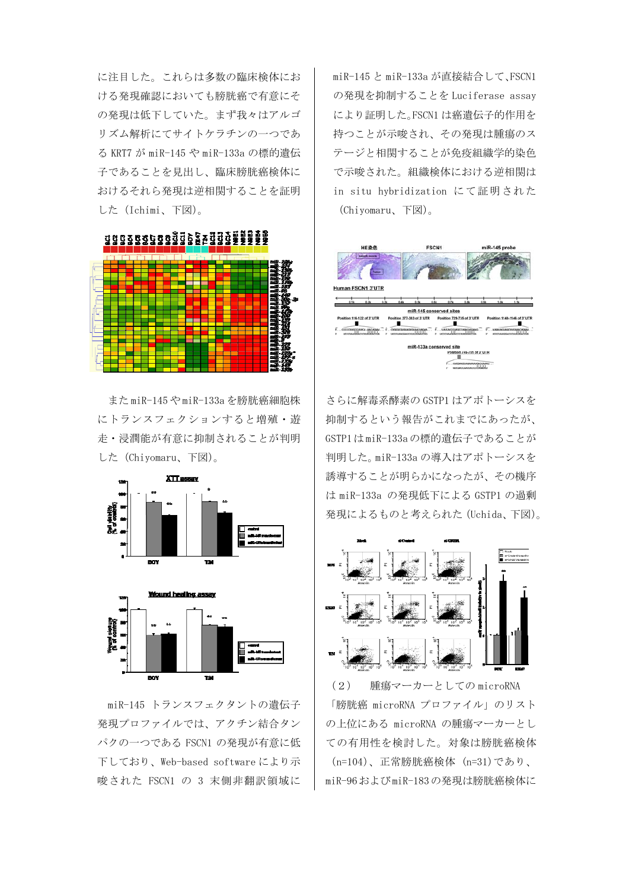に注目した。これらは多数の臨床検体における発現確認においても膀胱癌で有意にその発現は低下していた。まず我々はアルゴリズム解析にてサイトケラチンの一つである KRT7 が miR-145 や miR-133a の標的遺伝子であることを見出し、臨床膀胱癌検体におけるそれら発現は逆相関することを証明した（Ichimi、下図）。

また miR-145 や miR-133a を膀胱癌細胞株にトランスフェクションすると増殖・遊走・浸潤能が有意に抑制されることが判明した（Chiyomaru、下図）。

miR-145 トランスフェクタントの遺伝子発現プロファイルでは、アクチン結合タンパクの一つである FSCN1 の発現が有意に低下しており、Web-based software により示唆された FSCN1 の 3 末側非翻訳領域に miR-145 と miR-133a が直接結合して、FSCN1 の発現を抑制することを Luciferase assay により証明した。FSCN1 は癌遺伝子的作用を持つことが示唆され、その発現は腫瘍のステージと相関することが免疫組織学的染色で示唆された。組織検体における逆相関は in situ hybridization にて証明された（Chiyomaru、下図)。

さらに解毒系酵素の GSTP1 はアポトーシスを抑制するという報告がこれまでにあったが、GSTP1 は miR-133a の標的遺伝子であることが判明した。miR-133a の導入はアポトーシスを誘導することが明らかになったが、その機序は miR-133a の発現低下による GSTP1 の過剰発現によるものと考えられた（Uchida、下図）。

（２） 腫瘍マーカーとしての microRNA

「膀胱癌 microRNA プロファイル」のリストの上位にある microRNA の腫瘍マーカーとしての有用性を検討した。対象は膀胱癌検体（n=104）、正常膀胱癌検体（n=31）であり、miR-96 および miR-183 の発現は膀胱癌検体に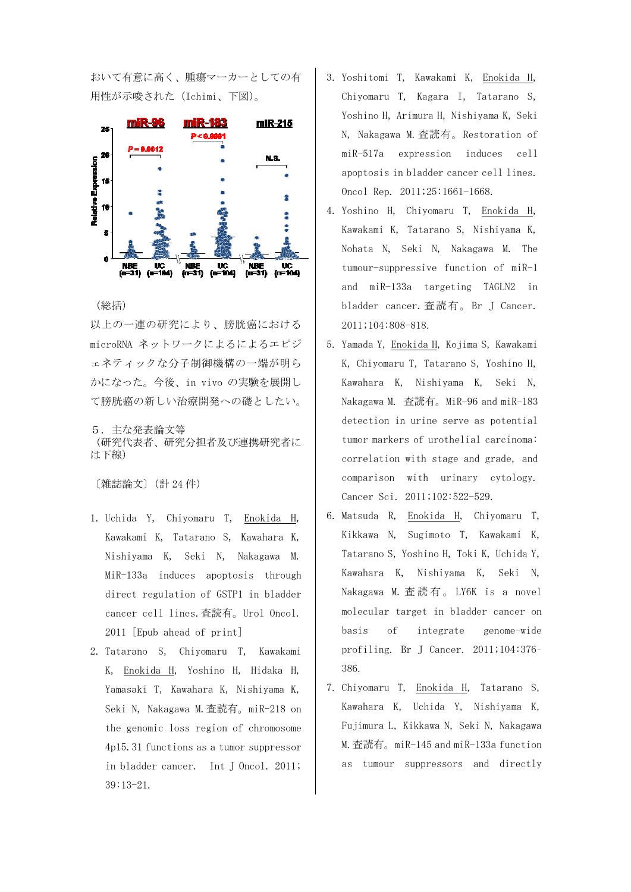おいて有意に高く、腫瘍マーカーとしての有用性が示唆された（Ichimi、下図）。

（総括）

以上の一連の研究により、膀胱癌における microRNA ネットワークによるによるエピジェネティックな分子制御機構の一端が明らかになった。今後、in vivo の実験を展開して膀胱癌の新しい治療開発への礎としたい。

５．主な発表論文等
（研究代表者、研究分担者及び連携研究者には下線）

〔雑誌論文〕（計 24 件）

1. Uchida Y, Chiyomaru T, Enokida H, Kawakami K, Tatarano S, Kawahara K, Nishiyama K, Seki N, Nakagawa M. MiR-133a induces apoptosis through direct regulation of GSTP1 in bladder cancer cell lines.査読有。Urol Oncol. 2011 [Epub ahead of print]
2. Tatarano S, Chiyomaru T, Kawakami K, Enokida H, Yoshino H, Hidaka H, Yamasaki T, Kawahara K, Nishiyama K, Seki N, Nakagawa M.査読有。miR-218 on the genomic loss region of chromosome 4p15.31 functions as a tumor suppressor in bladder cancer. Int J Oncol. 2011; 39:13-21.
3. Yoshitomi T, Kawakami K, Enokida H, Chiyomaru T, Kagara I, Tatarano S, Yoshino H, Arimura H, Nishiyama K, Seki N, Nakagawa M.査読有。Restoration of miR-517a expression induces cell apoptosis in bladder cancer cell lines. Oncol Rep. 2011;25:1661-1668.
4. Yoshino H, Chiyomaru T, Enokida H, Kawakami K, Tatarano S, Nishiyama K, Nohata N, Seki N, Nakagawa M. The tumour-suppressive function of miR-1 and miR-133a targeting TAGLN2 in bladder cancer.査読有。Br J Cancer. 2011;104:808-818.
5. Yamada Y, Enokida H, Kojima S, Kawakami K, Chiyomaru T, Tatarano S, Yoshino H, Kawahara K, Nishiyama K, Seki N, Nakagawa M. 査読有。MiR-96 and miR-183 detection in urine serve as potential tumor markers of urothelial carcinoma: correlation with stage and grade, and comparison with urinary cytology. Cancer Sci. 2011;102:522-529.
6. Matsuda R, Enokida H, Chiyomaru T, Kikkawa N, Sugimoto T, Kawakami K, Tatarano S, Yoshino H, Toki K, Uchida Y, Kawahara K, Nishiyama K, Seki N, Nakagawa M.査読有。LY6K is a novel molecular target in bladder cancer on basis of integrate genome-wide profiling. Br J Cancer. 2011;104:376-386.
7. Chiyomaru T, Enokida H, Tatarano S, Kawahara K, Uchida Y, Nishiyama K, Fujimura L, Kikkawa N, Seki N, Nakagawa M.査読有。miR-145 and miR-133a function as tumour suppressors and directly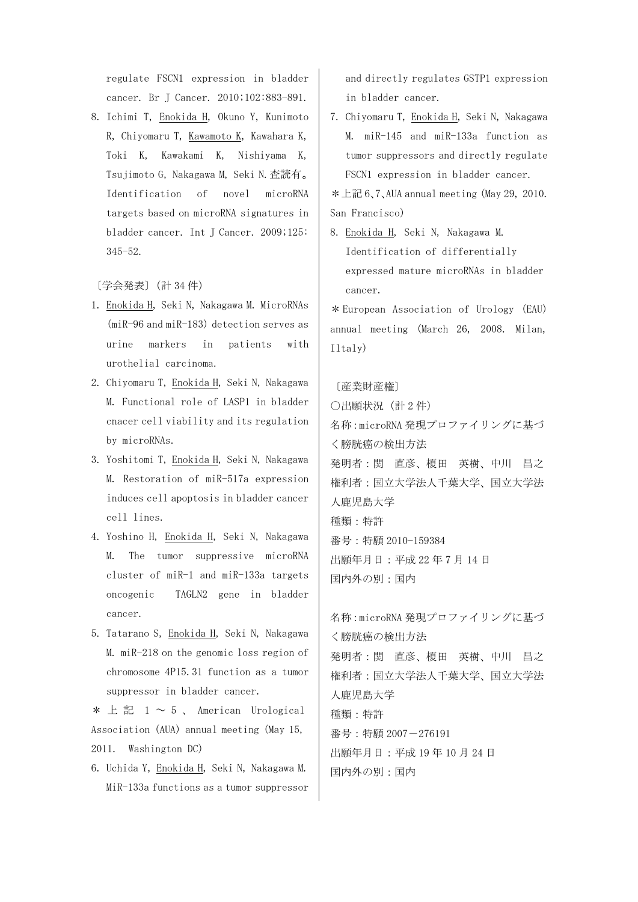regulate FSCN1 expression in bladder cancer. Br J Cancer. 2010;102:883-891.

8. Ichimi T, Enokida H, Okuno Y, Kunimoto R, Chiyomaru T, Kawamoto K, Kawahara K, Toki K, Kawakami K, Nishiyama K, Tsujimoto G, Nakagawa M, Seki N.査読有。Identification of novel microRNA targets based on microRNA signatures in bladder cancer. Int J Cancer. 2009;125: 345-52.

〔学会発表〕（計 34 件）

1. Enokida H, Seki N, Nakagawa M. MicroRNAs (miR-96 and miR-183) detection serves as urine markers in patients with urothelial carcinoma.
2. Chiyomaru T, Enokida H, Seki N, Nakagawa M. Functional role of LASP1 in bladder cnacer cell viability and its regulation by microRNAs.
3. Yoshitomi T, Enokida H, Seki N, Nakagawa M. Restoration of miR-517a expression induces cell apoptosis in bladder cancer cell lines.
4. Yoshino H, Enokida H, Seki N, Nakagawa M. The tumor suppressive microRNA cluster of miR-1 and miR-133a targets oncogenic TAGLN2 gene in bladder cancer.
5. Tatarano S, Enokida H, Seki N, Nakagawa M. miR-218 on the genomic loss region of chromosome 4P15.31 function as a tumor suppressor in bladder cancer.

＊上記 1～5、American Urological Association (AUA) annual meeting (May 15, 2011. Washington DC)

6. Uchida Y, Enokida H, Seki N, Nakagawa M. MiR-133a functions as a tumor suppressor and directly regulates GSTP1 expression in bladder cancer.
7. Chiyomaru T, Enokida H, Seki N, Nakagawa M. miR-145 and miR-133a function as tumor suppressors and directly regulate FSCN1 expression in bladder cancer.

＊上記 6、7、AUA annual meeting (May 29, 2010. San Francisco)

8. Enokida H, Seki N, Nakagawa M. Identification of differentially expressed mature microRNAs in bladder cancer.

＊European Association of Urology (EAU) annual meeting (March 26, 2008. Milan, Iltaly)

〔産業財産権〕

○出願状況（計 2 件）

名称：microRNA 発現プロファイリングに基づく膀胱癌の検出方法
発明者：関　直彦、榎田　英樹、中川　昌之
権利者：国立大学法人千葉大学、国立大学法人鹿児島大学
種類：特許
番号：特願 2010-159384
出願年月日：平成 22 年 7 月 14 日
国内外の別：国内

名称：microRNA 発現プロファイリングに基づく膀胱癌の検出方法
発明者：関　直彦、榎田　英樹、中川　昌之
権利者：国立大学法人千葉大学、国立大学法人鹿児島大学
種類：特許
番号：特願 2007－276191
出願年月日：平成 19 年 10 月 24 日
国内外の別：国内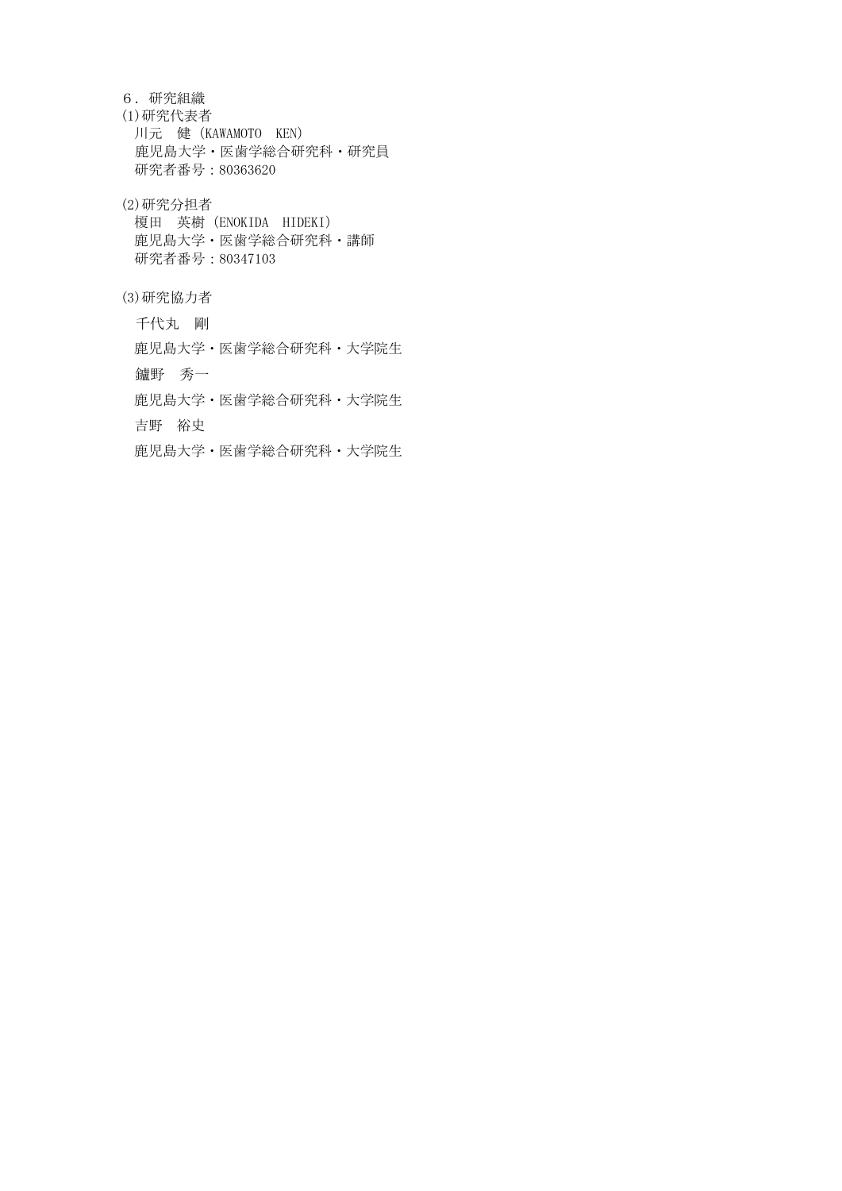６．研究組織

(1)研究代表者

川元　健 (KAWAMOTO　KEN)

鹿児島大学・医歯学総合研究科・研究員

研究者番号：80363620

(2)研究分担者

榎田　英樹 (ENOKIDA　HIDEKI)

鹿児島大学・医歯学総合研究科・講師

研究者番号：80347103

(3)研究協力者

千代丸　剛

鹿児島大学・医歯学総合研究科・大学院生

鑪野　秀一

鹿児島大学・医歯学総合研究科・大学院生

吉野　裕史

鹿児島大学・医歯学総合研究科・大学院生